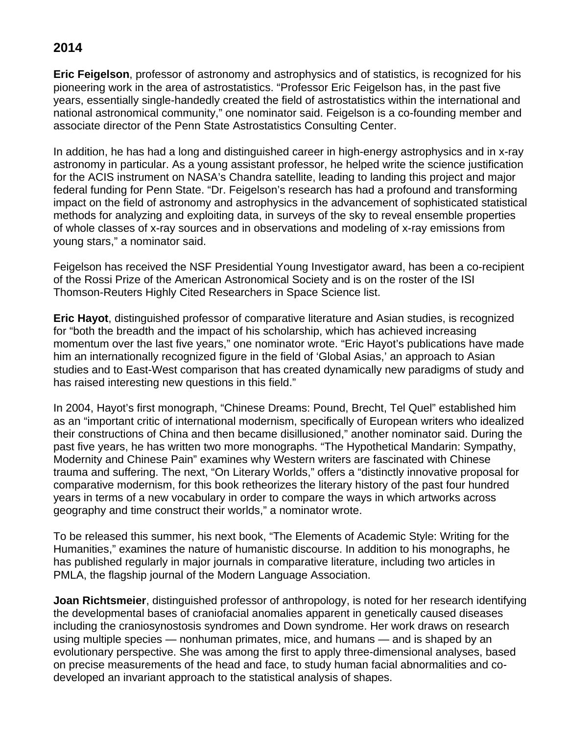## 2014

**Eric Feigelson**, professor of astronomy and astrophysics and of statistics, is recognized for his pioneering work in the area of astrostatistics. “Professor Eric Feigelson has, in the past five years, essentially single-handedly created the field of astrostatistics within the international and national astronomical community,” one nominator said. Feigelson is a co-founding member and associate director of the Penn State Astrostatistics Consulting Center.

In addition, he has had a long and distinguished career in high-energy astrophysics and in x-ray astronomy in particular. As a young assistant professor, he helped write the science justification for the ACIS instrument on NASA’s Chandra satellite, leading to landing this project and major federal funding for Penn State. “Dr. Feigelson’s research has had a profound and transforming impact on the field of astronomy and astrophysics in the advancement of sophisticated statistical methods for analyzing and exploiting data, in surveys of the sky to reveal ensemble properties of whole classes of x-ray sources and in observations and modeling of x-ray emissions from young stars,” a nominator said.

Feigelson has received the NSF Presidential Young Investigator award, has been a co-recipient of the Rossi Prize of the American Astronomical Society and is on the roster of the ISI Thomson-Reuters Highly Cited Researchers in Space Science list.

**Eric Hayot**, distinguished professor of comparative literature and Asian studies, is recognized for “both the breadth and the impact of his scholarship, which has achieved increasing momentum over the last five years,” one nominator wrote. “Eric Hayot’s publications have made him an internationally recognized figure in the field of ‘Global Asias,’ an approach to Asian studies and to East-West comparison that has created dynamically new paradigms of study and has raised interesting new questions in this field.”

In 2004, Hayot’s first monograph, “Chinese Dreams: Pound, Brecht, Tel Quel” established him as an “important critic of international modernism, specifically of European writers who idealized their constructions of China and then became disillusioned,” another nominator said. During the past five years, he has written two more monographs. “The Hypothetical Mandarin: Sympathy, Modernity and Chinese Pain” examines why Western writers are fascinated with Chinese trauma and suffering. The next, “On Literary Worlds,” offers a “distinctly innovative proposal for comparative modernism, for this book retheorizes the literary history of the past four hundred years in terms of a new vocabulary in order to compare the ways in which artworks across geography and time construct their worlds,” a nominator wrote.

To be released this summer, his next book, “The Elements of Academic Style: Writing for the Humanities,” examines the nature of humanistic discourse. In addition to his monographs, he has published regularly in major journals in comparative literature, including two articles in PMLA, the flagship journal of the Modern Language Association.

**Joan Richtsmeier**, distinguished professor of anthropology, is noted for her research identifying the developmental bases of craniofacial anomalies apparent in genetically caused diseases including the craniosynostosis syndromes and Down syndrome. Her work draws on research using multiple species — nonhuman primates, mice, and humans — and is shaped by an evolutionary perspective. She was among the first to apply three-dimensional analyses, based on precise measurements of the head and face, to study human facial abnormalities and co-developed an invariant approach to the statistical analysis of shapes.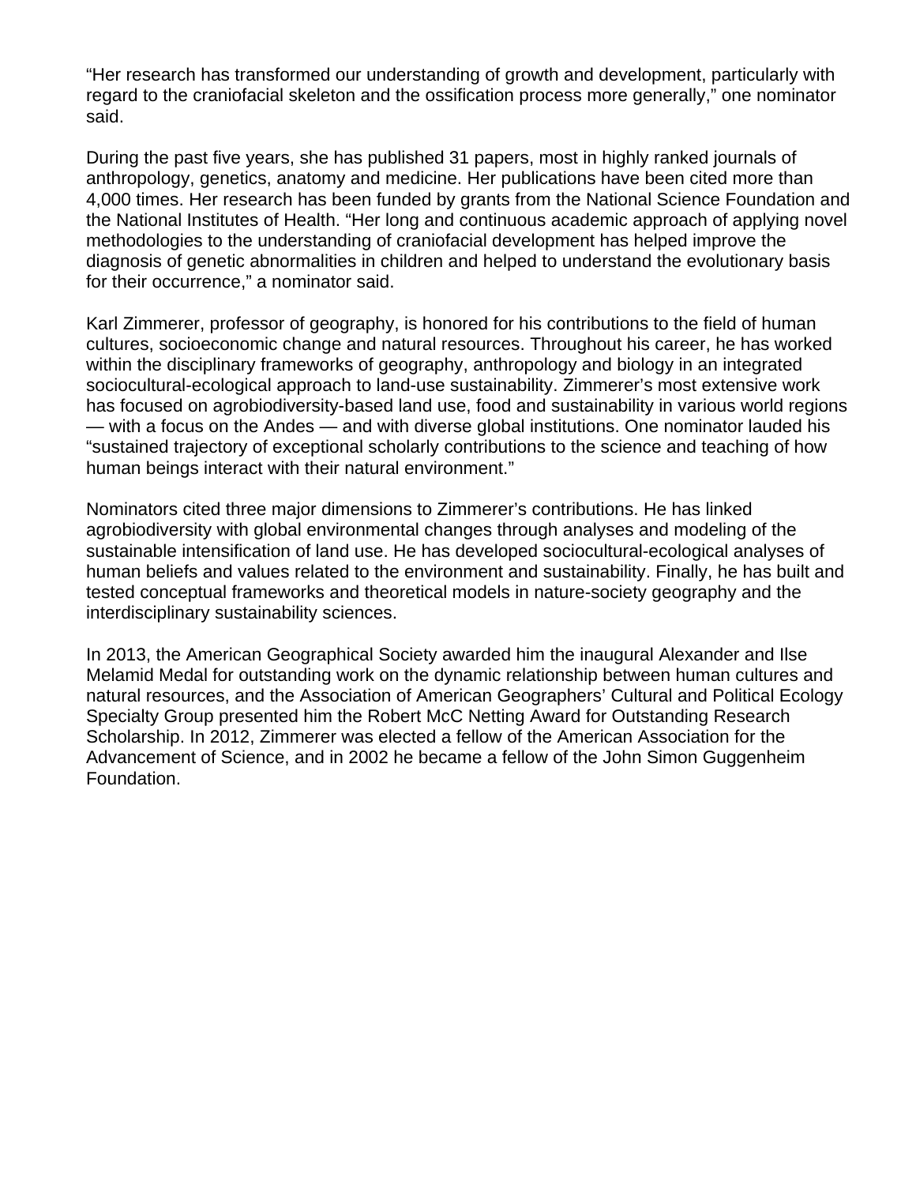"Her research has transformed our understanding of growth and development, particularly with regard to the craniofacial skeleton and the ossification process more generally," one nominator said.

During the past five years, she has published 31 papers, most in highly ranked journals of anthropology, genetics, anatomy and medicine. Her publications have been cited more than 4,000 times. Her research has been funded by grants from the National Science Foundation and the National Institutes of Health. "Her long and continuous academic approach of applying novel methodologies to the understanding of craniofacial development has helped improve the diagnosis of genetic abnormalities in children and helped to understand the evolutionary basis for their occurrence," a nominator said.

Karl Zimmerer, professor of geography, is honored for his contributions to the field of human cultures, socioeconomic change and natural resources. Throughout his career, he has worked within the disciplinary frameworks of geography, anthropology and biology in an integrated sociocultural-ecological approach to land-use sustainability. Zimmerer's most extensive work has focused on agrobiodiversity-based land use, food and sustainability in various world regions — with a focus on the Andes — and with diverse global institutions. One nominator lauded his "sustained trajectory of exceptional scholarly contributions to the science and teaching of how human beings interact with their natural environment."

Nominators cited three major dimensions to Zimmerer's contributions. He has linked agrobiodiversity with global environmental changes through analyses and modeling of the sustainable intensification of land use. He has developed sociocultural-ecological analyses of human beliefs and values related to the environment and sustainability. Finally, he has built and tested conceptual frameworks and theoretical models in nature-society geography and the interdisciplinary sustainability sciences.

In 2013, the American Geographical Society awarded him the inaugural Alexander and Ilse Melamid Medal for outstanding work on the dynamic relationship between human cultures and natural resources, and the Association of American Geographers' Cultural and Political Ecology Specialty Group presented him the Robert McC Netting Award for Outstanding Research Scholarship. In 2012, Zimmerer was elected a fellow of the American Association for the Advancement of Science, and in 2002 he became a fellow of the John Simon Guggenheim Foundation.